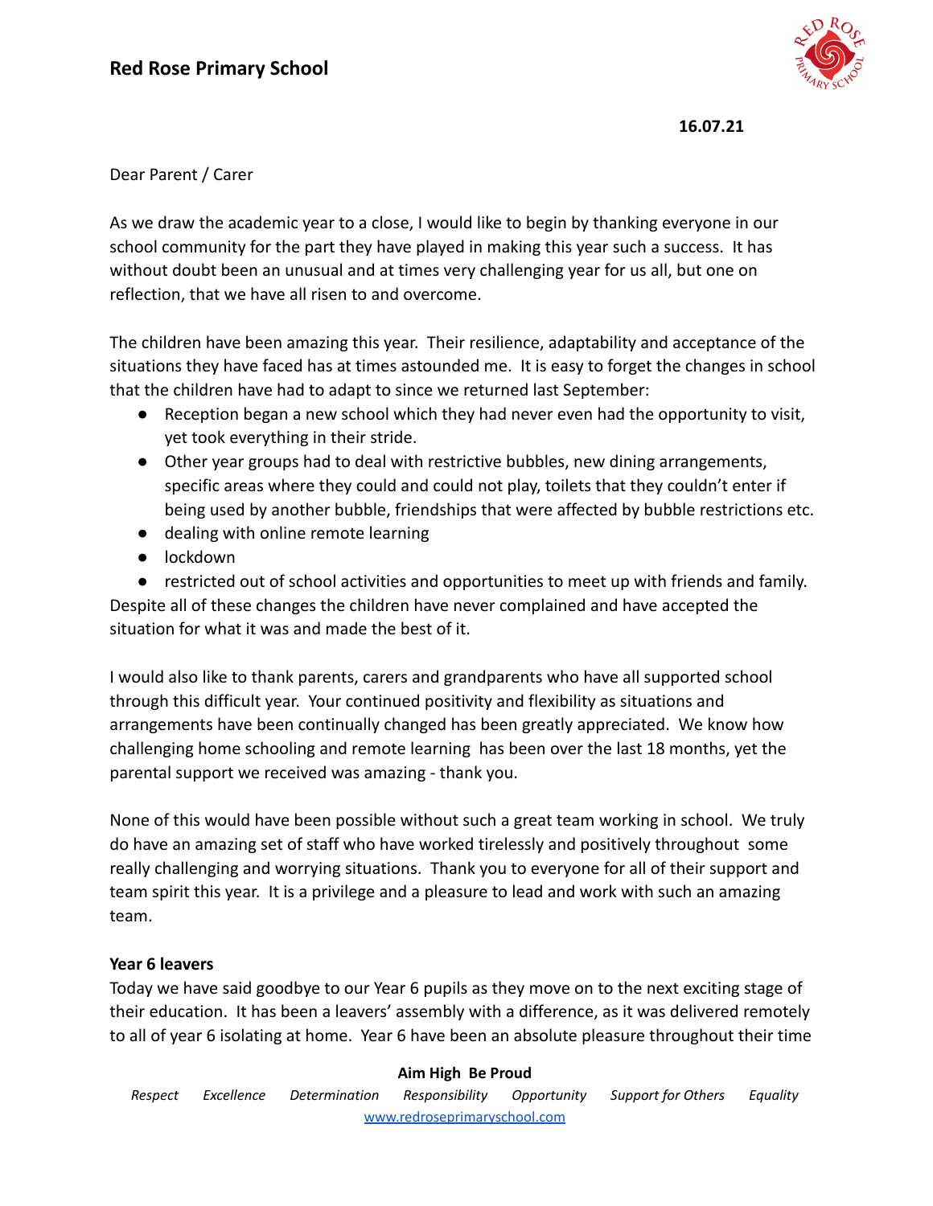# Red Rose Primary School

**16.07.21**

Dear Parent / Carer

As we draw the academic year to a close, I would like to begin by thanking everyone in our school community for the part they have played in making this year such a success. It has without doubt been an unusual and at times very challenging year for us all, but one on reflection, that we have all risen to and overcome.

The children have been amazing this year. Their resilience, adaptability and acceptance of the situations they have faced has at times astounded me. It is easy to forget the changes in school that the children have had to adapt to since we returned last September:

- Reception began a new school which they had never even had the opportunity to visit, yet took everything in their stride.
- Other year groups had to deal with restrictive bubbles, new dining arrangements, specific areas where they could and could not play, toilets that they couldn't enter if being used by another bubble, friendships that were affected by bubble restrictions etc.
- dealing with online remote learning
- lockdown
- restricted out of school activities and opportunities to meet up with friends and family.

Despite all of these changes the children have never complained and have accepted the situation for what it was and made the best of it.

I would also like to thank parents, carers and grandparents who have all supported school through this difficult year. Your continued positivity and flexibility as situations and arrangements have been continually changed has been greatly appreciated. We know how challenging home schooling and remote learning has been over the last 18 months, yet the parental support we received was amazing - thank you.

None of this would have been possible without such a great team working in school. We truly do have an amazing set of staff who have worked tirelessly and positively throughout some really challenging and worrying situations. Thank you to everyone for all of their support and team spirit this year. It is a privilege and a pleasure to lead and work with such an amazing team.

**Year 6 leavers**

Today we have said goodbye to our Year 6 pupils as they move on to the next exciting stage of their education. It has been a leavers' assembly with a difference, as it was delivered remotely to all of year 6 isolating at home. Year 6 have been an absolute pleasure throughout their time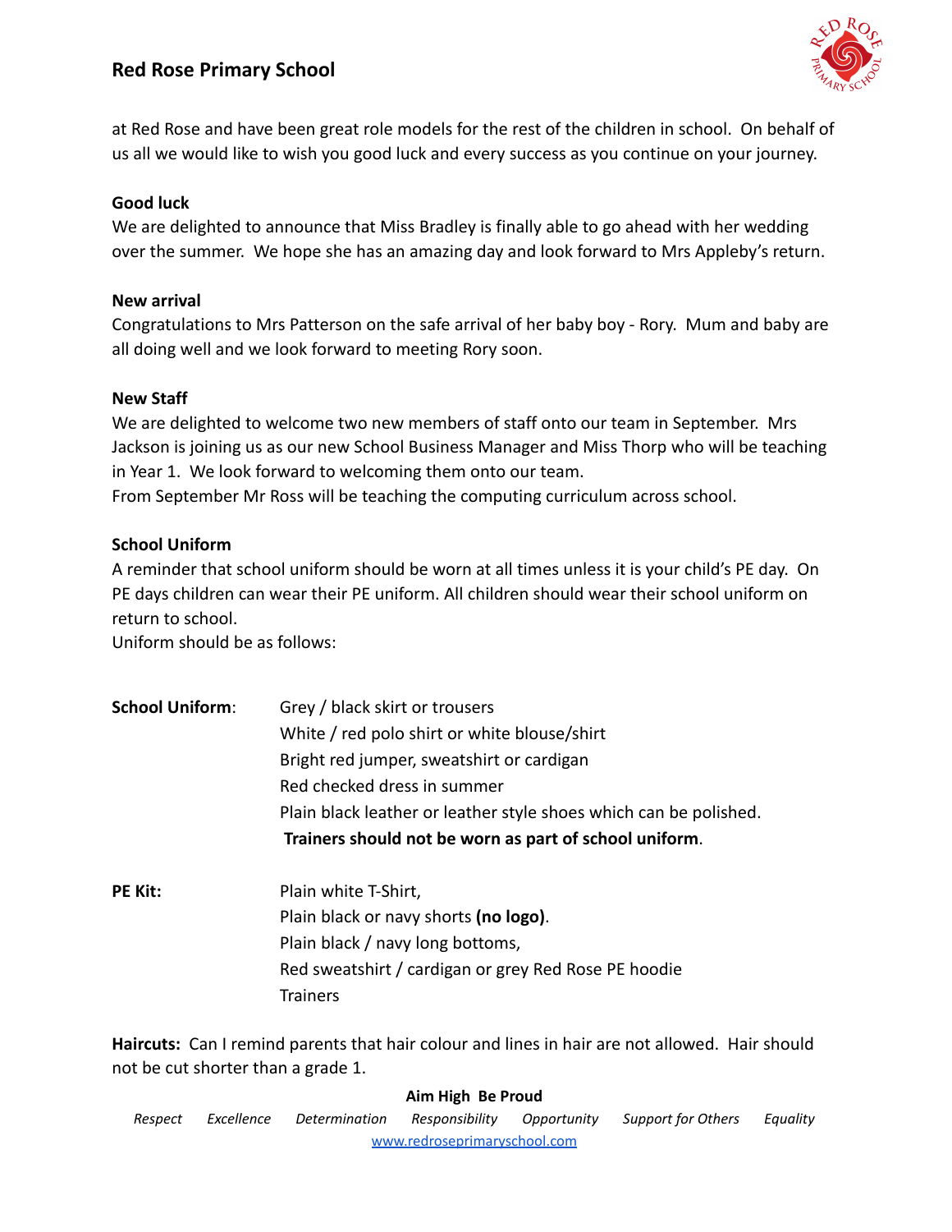at Red Rose and have been great role models for the rest of the children in school. On behalf of us all we would like to wish you good luck and every success as you continue on your journey.

**Good luck**

We are delighted to announce that Miss Bradley is finally able to go ahead with her wedding over the summer. We hope she has an amazing day and look forward to Mrs Appleby's return.

**New arrival**

Congratulations to Mrs Patterson on the safe arrival of her baby boy - Rory. Mum and baby are all doing well and we look forward to meeting Rory soon.

**New Staff**

We are delighted to welcome two new members of staff onto our team in September. Mrs Jackson is joining us as our new School Business Manager and Miss Thorp who will be teaching in Year 1. We look forward to welcoming them onto our team.

From September Mr Ross will be teaching the computing curriculum across school.

**School Uniform**

A reminder that school uniform should be worn at all times unless it is your child's PE day. On PE days children can wear their PE uniform. All children should wear their school uniform on return to school.

Uniform should be as follows:

**School Uniform**:
- Grey / black skirt or trousers
- White / red polo shirt or white blouse/shirt
- Bright red jumper, sweatshirt or cardigan
- Red checked dress in summer
- Plain black leather or leather style shoes which can be polished.
- **Trainers should not be worn as part of school uniform**.

**PE Kit:**
- Plain white T-Shirt,
- Plain black or navy shorts **(no logo)**.
- Plain black / navy long bottoms,
- Red sweatshirt / cardigan or grey Red Rose PE hoodie
- Trainers

**Haircuts:** Can I remind parents that hair colour and lines in hair are not allowed. Hair should not be cut shorter than a grade 1.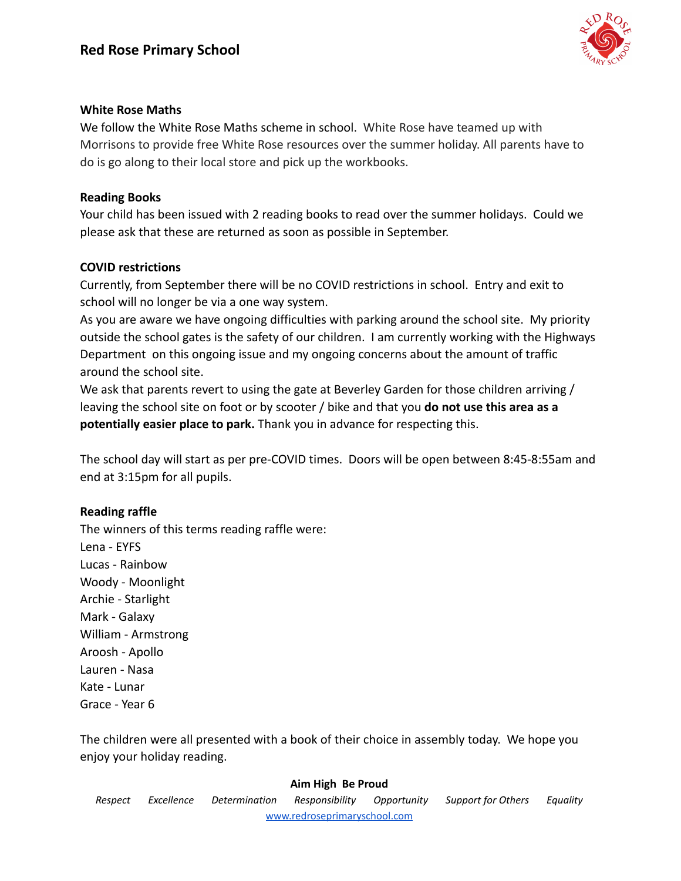### White Rose Maths

We follow the White Rose Maths scheme in school. White Rose have teamed up with Morrisons to provide free White Rose resources over the summer holiday. All parents have to do is go along to their local store and pick up the workbooks.

### Reading Books

Your child has been issued with 2 reading books to read over the summer holidays. Could we please ask that these are returned as soon as possible in September.

### COVID restrictions

Currently, from September there will be no COVID restrictions in school. Entry and exit to school will no longer be via a one way system.

As you are aware we have ongoing difficulties with parking around the school site. My priority outside the school gates is the safety of our children. I am currently working with the Highways Department on this ongoing issue and my ongoing concerns about the amount of traffic around the school site.

We ask that parents revert to using the gate at Beverley Garden for those children arriving / leaving the school site on foot or by scooter / bike and that you **do not use this area as a potentially easier place to park.** Thank you in advance for respecting this.

The school day will start as per pre-COVID times. Doors will be open between 8:45-8:55am and end at 3:15pm for all pupils.

### Reading raffle

The winners of this terms reading raffle were:

Lena - EYFS
Lucas - Rainbow
Woody - Moonlight
Archie - Starlight
Mark - Galaxy
William - Armstrong
Aroosh - Apollo
Lauren - Nasa
Kate - Lunar
Grace - Year 6

The children were all presented with a book of their choice in assembly today. We hope you enjoy your holiday reading.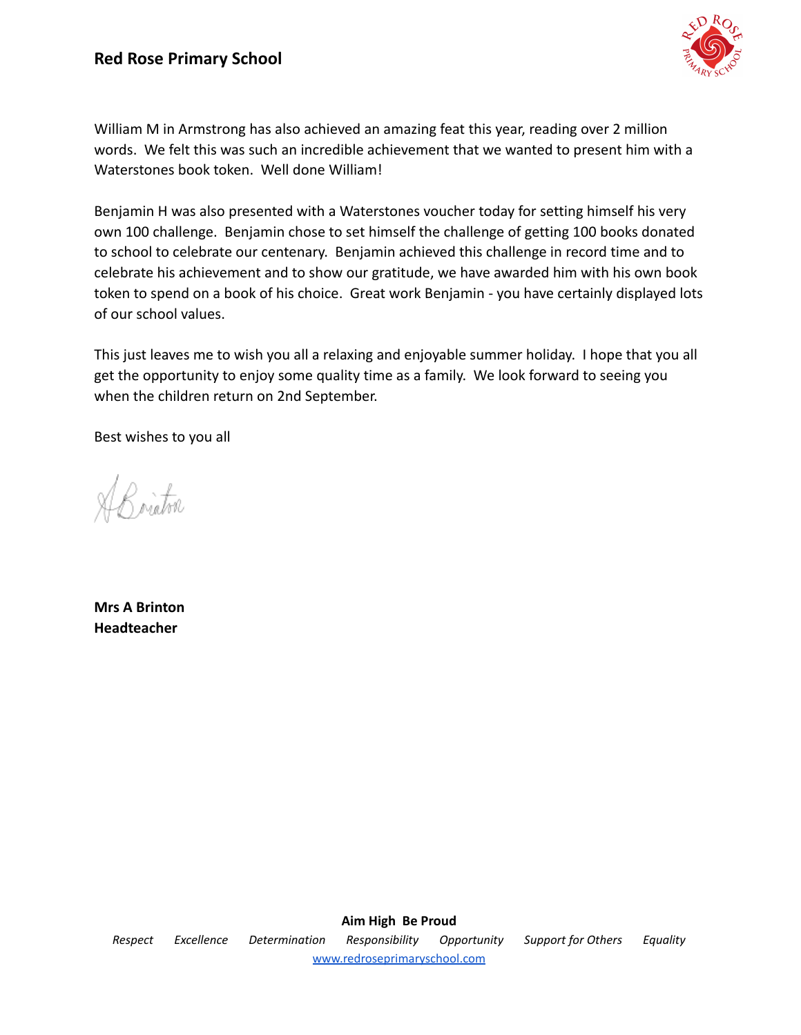William M in Armstrong has also achieved an amazing feat this year, reading over 2 million words. We felt this was such an incredible achievement that we wanted to present him with a Waterstones book token. Well done William!

Benjamin H was also presented with a Waterstones voucher today for setting himself his very own 100 challenge. Benjamin chose to set himself the challenge of getting 100 books donated to school to celebrate our centenary. Benjamin achieved this challenge in record time and to celebrate his achievement and to show our gratitude, we have awarded him with his own book token to spend on a book of his choice. Great work Benjamin - you have certainly displayed lots of our school values.

This just leaves me to wish you all a relaxing and enjoyable summer holiday. I hope that you all get the opportunity to enjoy some quality time as a family. We look forward to seeing you when the children return on 2nd September.

Best wishes to you all

**Mrs A Brinton**
**Headteacher**

**Aim High Be Proud**

*Respect* *Excellence* *Determination* *Responsibility* *Opportunity* *Support for Others* *Equality*

www.redroseprimaryschool.com